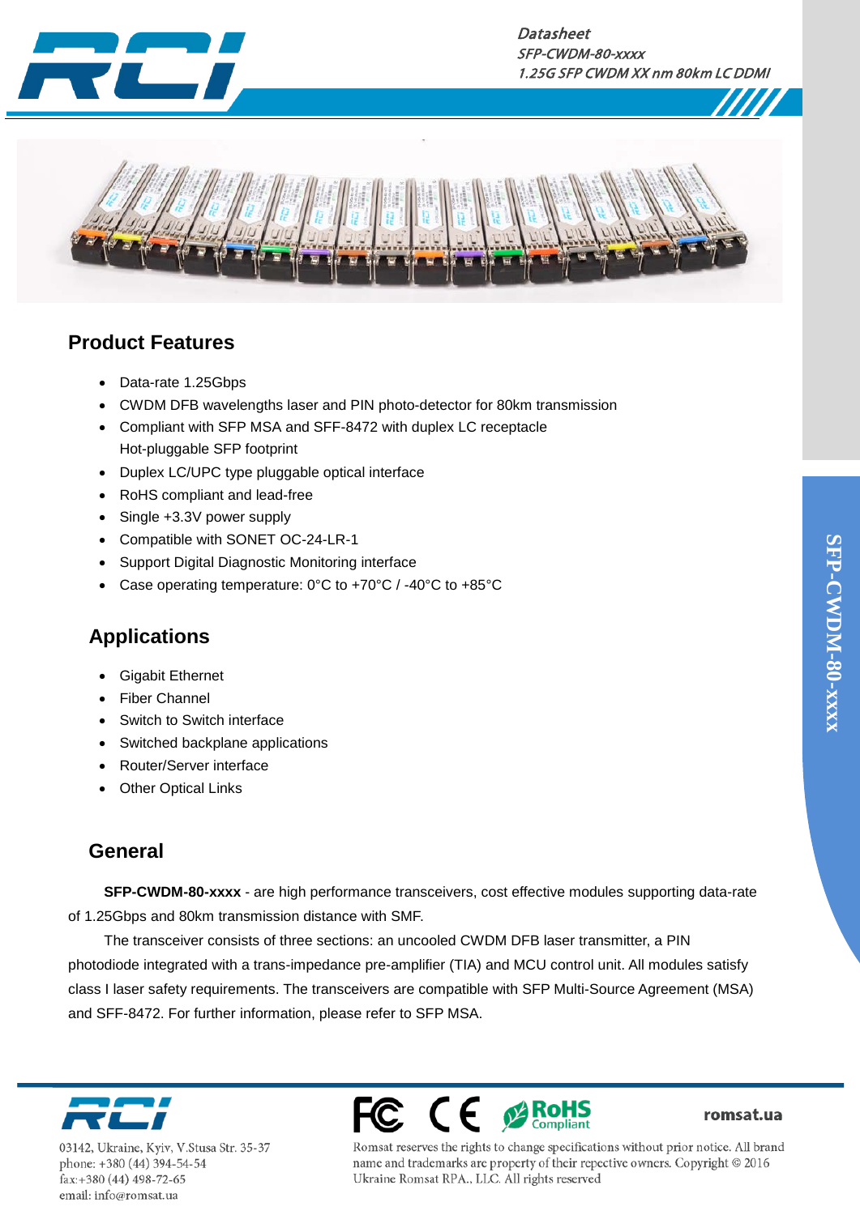*Datasheet*
*SFP-CWDM-80-xxxx*
*1.25G SFP CWDM XX nm 80km LC DDMI*

## Product Features

- Data-rate 1.25Gbps
- CWDM DFB wavelengths laser and PIN photo-detector for 80km transmission
- Compliant with SFP MSA and SFF-8472 with duplex LC receptacle
  Hot-pluggable SFP footprint
- Duplex LC/UPC type pluggable optical interface
- RoHS compliant and lead-free
- Single +3.3V power supply
- Compatible with SONET OC-24-LR-1
- Support Digital Diagnostic Monitoring interface
- Case operating temperature: 0°C to +70°C / -40°C to +85°C

## Applications

- Gigabit Ethernet
- Fiber Channel
- Switch to Switch interface
- Switched backplane applications
- Router/Server interface
- Other Optical Links

## General

**SFP-CWDM-80-xxxx** - are high performance transceivers, cost effective modules supporting data-rate of 1.25Gbps and 80km transmission distance with SMF.

The transceiver consists of three sections: an uncooled CWDM DFB laser transmitter, a PIN photodiode integrated with a trans-impedance pre-amplifier (TIA) and MCU control unit. All modules satisfy class I laser safety requirements. The transceivers are compatible with SFP Multi-Source Agreement (MSA) and SFF-8472. For further information, please refer to SFP MSA.

03142, Ukraine, Kyiv, V.Stusa Str. 35-37
phone: +380 (44) 394-54-54
fax:+380 (44) 498-72-65
email: info@romsat.ua

romsat.ua

Romsat reserves the rights to change specifications without prior notice. All brand name and trademarks are property of their repective owners. Copyright © 2016 Ukraine Romsat RPA., LLC. All rights reserved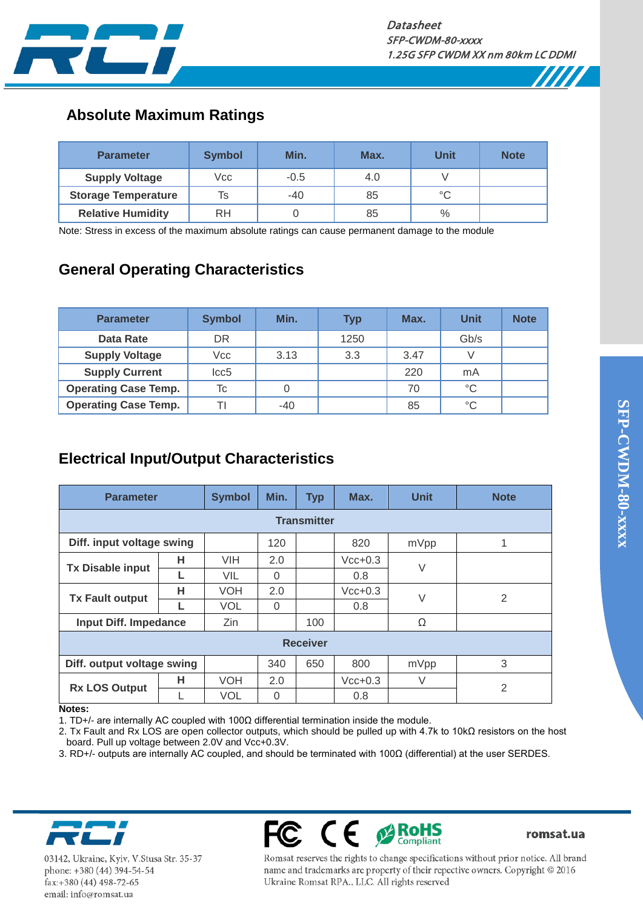## Absolute Maximum Ratings

| Parameter | Symbol | Min. | Max. | Unit | Note |
|---|---|---|---|---|---|
| Supply Voltage | Vcc | -0.5 | 4.0 | V | |
| Storage Temperature | Ts | -40 | 85 | °C | |
| Relative Humidity | RH | 0 | 85 | % | |

Note: Stress in excess of the maximum absolute ratings can cause permanent damage to the module

## General Operating Characteristics

| Parameter | Symbol | Min. | Typ | Max. | Unit | Note |
|---|---|---|---|---|---|---|
| Data Rate | DR | | 1250 | | Gb/s | |
| Supply Voltage | Vcc | 3.13 | 3.3 | 3.47 | V | |
| Supply Current | Icc5 | | | 220 | mA | |
| Operating Case Temp. | Tc | 0 | | 70 | °C | |
| Operating Case Temp. | TI | -40 | | 85 | °C | |

## Electrical Input/Output Characteristics

| Parameter | | Symbol | Min. | Typ | Max. | Unit | Note |
|---|---|---|---|---|---|---|---|
| **Transmitter** | | | | | | | |
| Diff. input voltage swing | | | 120 | | 820 | mVpp | 1 |
| Tx Disable input | H | VIH | 2.0 | | Vcc+0.3 | V | |
| | L | VIL | 0 | | 0.8 | | |
| Tx Fault output | H | VOH | 2.0 | | Vcc+0.3 | V | 2 |
| | L | VOL | 0 | | 0.8 | | |
| Input Diff. Impedance | | Zin | | 100 | | Ω | |
| **Receiver** | | | | | | | |
| Diff. output voltage swing | | | 340 | 650 | 800 | mVpp | 3 |
| Rx LOS Output | H | VOH | 2.0 | | Vcc+0.3 | V | 2 |
| | L | VOL | 0 | | 0.8 | | |

**Notes:**

1. TD+/- are internally AC coupled with 100Ω differential termination inside the module.
2. Tx Fault and Rx LOS are open collector outputs, which should be pulled up with 4.7k to 10kΩ resistors on the host board. Pull up voltage between 2.0V and Vcc+0.3V.
3. RD+/- outputs are internally AC coupled, and should be terminated with 100Ω (differential) at the user SERDES.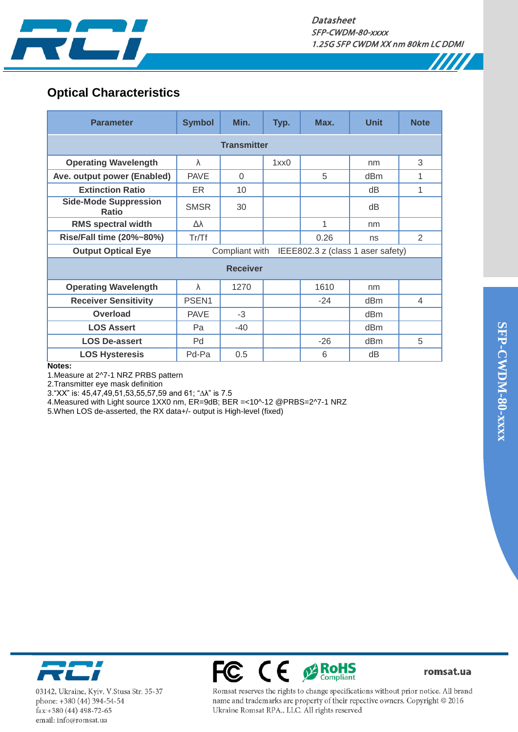## Optical Characteristics

| Parameter | Symbol | Min. | Typ. | Max. | Unit | Note |
|---|---|---|---|---|---|---|
| **Transmitter** | | | | | | |
| **Operating Wavelength** | λ | | 1xx0 | | nm | 3 |
| **Ave. output power (Enabled)** | PAVE | 0 | | 5 | dBm | 1 |
| **Extinction Ratio** | ER | 10 | | | dB | 1 |
| **Side-Mode Suppression Ratio** | SMSR | 30 | | | dB | |
| **RMS spectral width** | Δλ | | | 1 | nm | |
| **Rise/Fall time (20%~80%)** | Tr/Tf | | | 0.26 | ns | 2 |
| **Output Optical Eye** | Compliant with IEEE802.3 z (class 1 aser safety) | | | | | |
| **Receiver** | | | | | | |
| **Operating Wavelength** | λ | 1270 | | 1610 | nm | |
| **Receiver Sensitivity** | PSEN1 | | | -24 | dBm | 4 |
| **Overload** | PAVE | -3 | | | dBm | |
| **LOS Assert** | Pa | -40 | | | dBm | |
| **LOS De-assert** | Pd | | | -26 | dBm | 5 |
| **LOS Hysteresis** | Pd-Pa | 0.5 | | 6 | dB | |

**Notes:**

1.Measure at 2^7-1 NRZ PRBS pattern

2.Transmitter eye mask definition

3."XX" is: 45,47,49,51,53,55,57,59 and 61; "Δλ" is 7.5

4.Measured with Light source 1XX0 nm, ER=9dB; BER =<10^-12 @PRBS=2^7-1 NRZ

5.When LOS de-asserted, the RX data+/- output is High-level (fixed)

03142, Ukraine, Kyiv, V.Stusa Str. 35-37
phone: +380 (44) 394-54-54
fax:+380 (44) 498-72-65
email: info@romsat.ua

romsat.ua

Romsat reserves the rights to change specifications without prior notice. All brand name and trademarks are property of their repective owners. Copyright © 2016 Ukraine Romsat RPA., LLC. All rights reserved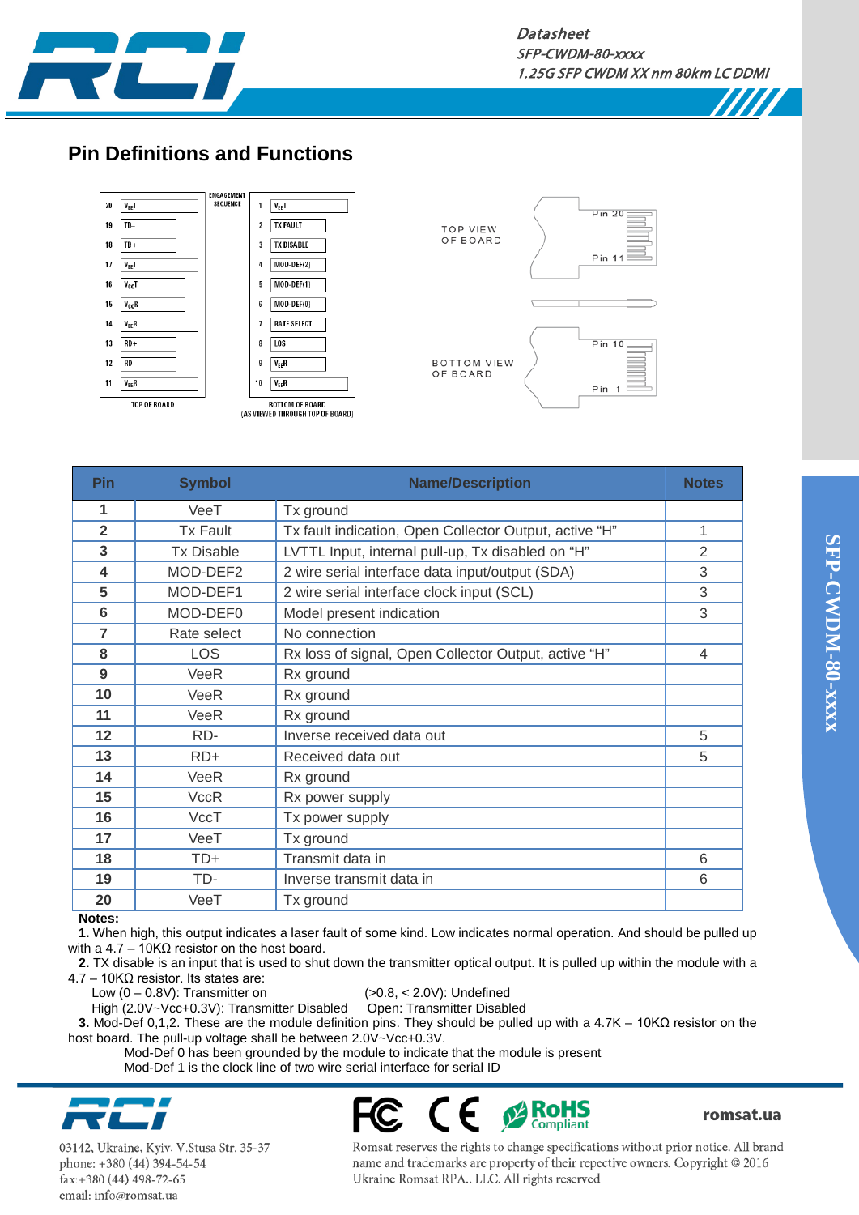## Pin Definitions and Functions

| Pin | Symbol | Name/Description | Notes |
|---|---|---|---|
| 1 | VeeT | Tx ground | |
| 2 | Tx Fault | Tx fault indication, Open Collector Output, active “H” | 1 |
| 3 | Tx Disable | LVTTL Input, internal pull-up, Tx disabled on “H” | 2 |
| 4 | MOD-DEF2 | 2 wire serial interface data input/output (SDA) | 3 |
| 5 | MOD-DEF1 | 2 wire serial interface clock input (SCL) | 3 |
| 6 | MOD-DEF0 | Model present indication | 3 |
| 7 | Rate select | No connection | |
| 8 | LOS | Rx loss of signal, Open Collector Output, active “H” | 4 |
| 9 | VeeR | Rx ground | |
| 10 | VeeR | Rx ground | |
| 11 | VeeR | Rx ground | |
| 12 | RD- | Inverse received data out | 5 |
| 13 | RD+ | Received data out | 5 |
| 14 | VeeR | Rx ground | |
| 15 | VccR | Rx power supply | |
| 16 | VccT | Tx power supply | |
| 17 | VeeT | Tx ground | |
| 18 | TD+ | Transmit data in | 6 |
| 19 | TD- | Inverse transmit data in | 6 |
| 20 | VeeT | Tx ground | |

**Notes:**

**1.** When high, this output indicates a laser fault of some kind. Low indicates normal operation. And should be pulled up with a 4.7 – 10KΩ resistor on the host board.

**2.** TX disable is an input that is used to shut down the transmitter optical output. It is pulled up within the module with a 4.7 – 10KΩ resistor. Its states are:

Low (0 – 0.8V): Transmitter on (>0.8, < 2.0V): Undefined

High (2.0V~Vcc+0.3V): Transmitter Disabled Open: Transmitter Disabled

**3.** Mod-Def 0,1,2. These are the module definition pins. They should be pulled up with a 4.7K – 10KΩ resistor on the host board. The pull-up voltage shall be between 2.0V~Vcc+0.3V.

Mod-Def 0 has been grounded by the module to indicate that the module is present

Mod-Def 1 is the clock line of two wire serial interface for serial ID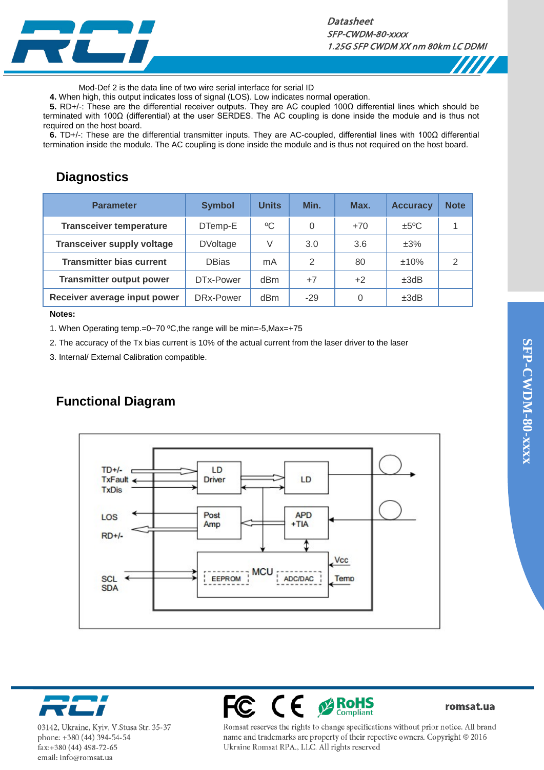Mod-Def 2 is the data line of two wire serial interface for serial ID

**4.** When high, this output indicates loss of signal (LOS). Low indicates normal operation.

**5.** RD+/-: These are the differential receiver outputs. They are AC coupled 100Ω differential lines which should be terminated with 100Ω (differential) at the user SERDES. The AC coupling is done inside the module and is thus not required on the host board.

**6.** TD+/-: These are the differential transmitter inputs. They are AC-coupled, differential lines with 100Ω differential termination inside the module. The AC coupling is done inside the module and is thus not required on the host board.

## Diagnostics

| Parameter | Symbol | Units | Min. | Max. | Accuracy | Note |
|---|---|---|---|---|---|---|
| **Transceiver temperature** | DTemp-E | ºC | 0 | +70 | ±5ºC | 1 |
| **Transceiver supply voltage** | DVoltage | V | 3.0 | 3.6 | ±3% | |
| **Transmitter bias current** | DBias | mA | 2 | 80 | ±10% | 2 |
| **Transmitter output power** | DTx-Power | dBm | +7 | +2 | ±3dB | |
| **Receiver average input power** | DRx-Power | dBm | -29 | 0 | ±3dB | |

**Notes:**

1. When Operating temp.=0~70 ºC,the range will be min=-5,Max=+75
2. The accuracy of the Tx bias current is 10% of the actual current from the laser driver to the laser
3. Internal/ External Calibration compatible.

## Functional Diagram

TD+/- TxFault TxDis LOS RD+/- SCL SDA LD Driver LD Post Amp APD +TIA MCU EEPROM ADC/DAC Vcc Temp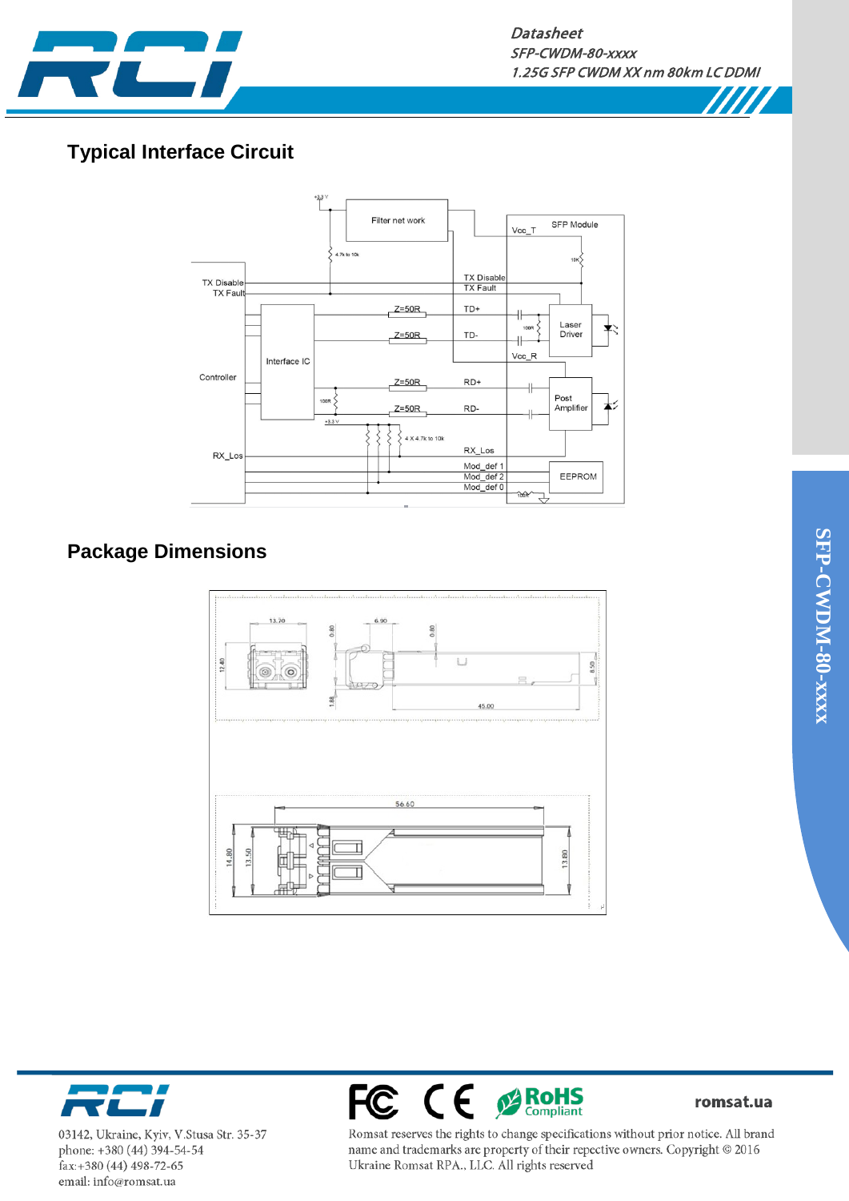## Typical Interface Circuit

+3.3 V

Filter net work

SFP Module

Vcc_T

4.7k to 10k

10K

TX Disable

TX Fault

TX Disable

TX Fault

Z=50R

TD+

Z=50R

TD-

100R

Laser Driver

Interface IC

Vcc_R

Controller

Z=50R

RD+

100R

Z=50R

RD-

Post Amplifier

+3.3 V

4 X 4.7k to 10k

RX_Los

RX_Los

Mod_def 1

Mod_def 2

Mod_def 0

EEPROM

100R

## Package Dimensions

13.70

6.90

0.80

0.80

12.40

8.50

1.68

45.00

56.60

14.80

13.50

13.60